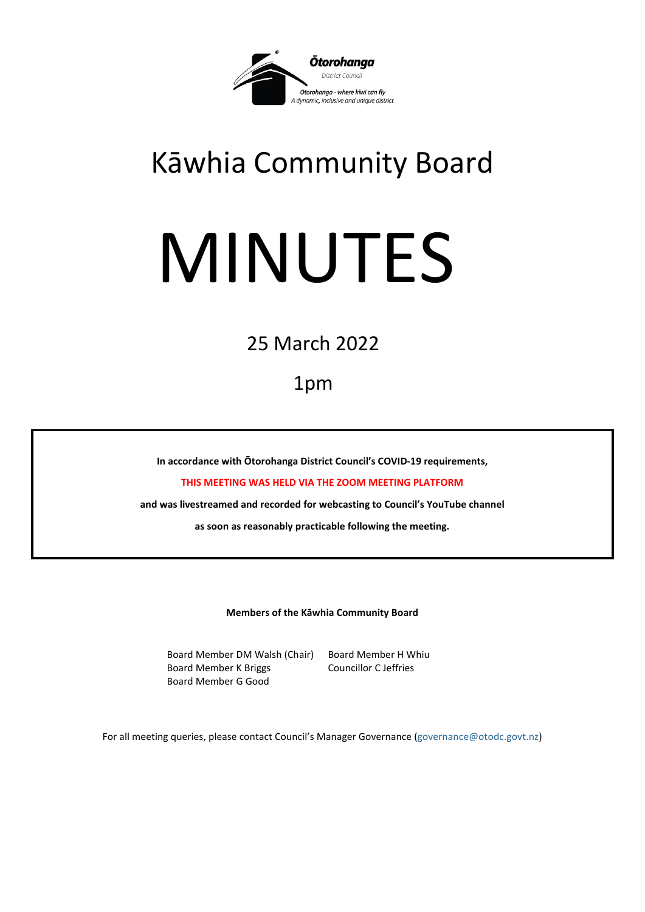Ōtorohanga

District Council

Ōtorohanga - where kiwi can fly

A dynamic, inclusive and unique district

# Kāwhia Community Board

# MINUTES

25 March 2022

1pm

**In accordance with Ōtorohanga District Council's COVID-19 requirements,**

**THIS MEETING WAS HELD VIA THE ZOOM MEETING PLATFORM**

**and was livestreamed and recorded for webcasting to Council's YouTube channel**

**as soon as reasonably practicable following the meeting.**

**Members of the Kāwhia Community Board**

Board Member DM Walsh (Chair)
Board Member K Briggs
Board Member G Good
Board Member H Whiu
Councillor C Jeffries

For all meeting queries, please contact Council's Manager Governance (governance@otodc.govt.nz)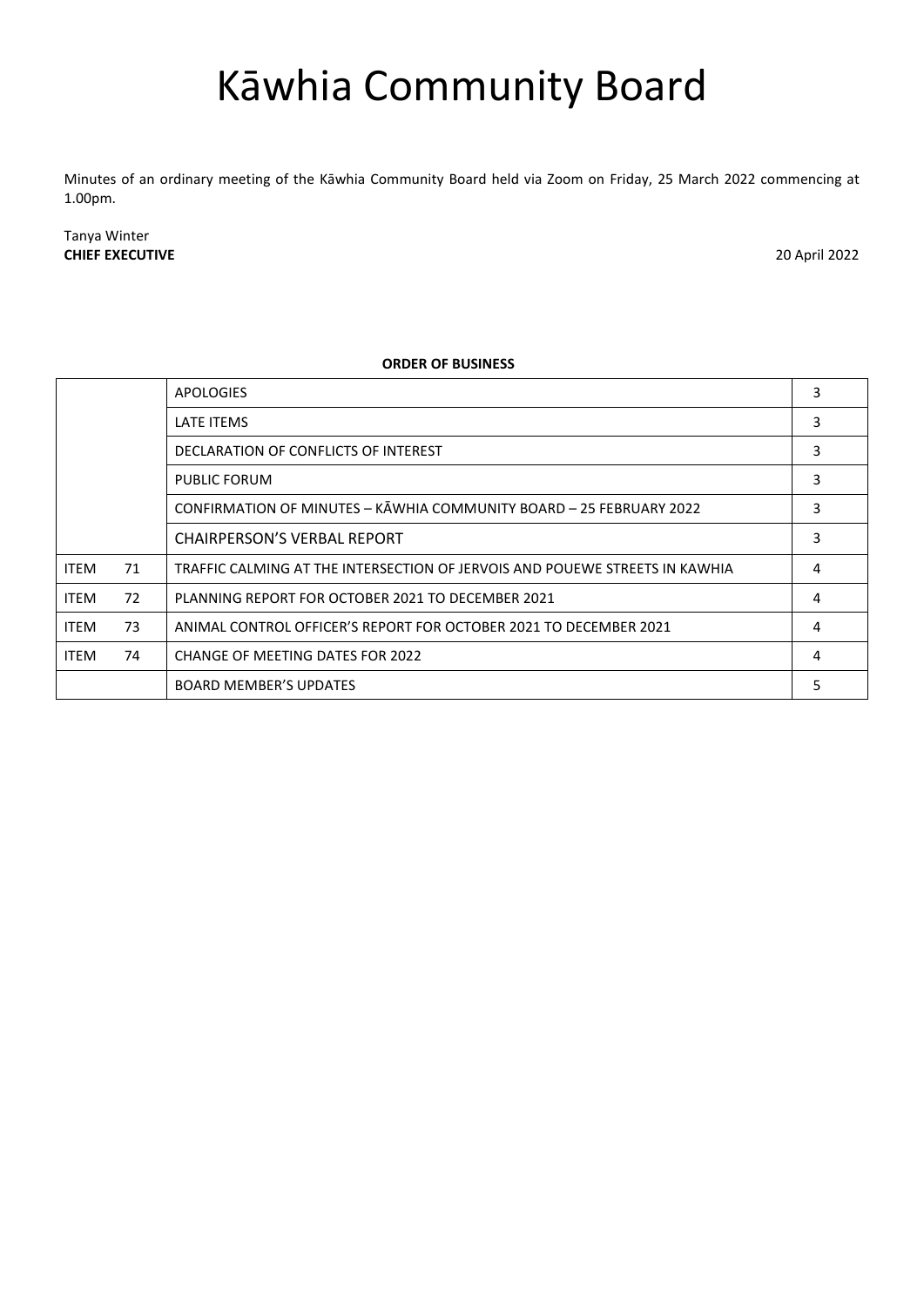# Kāwhia Community Board

Minutes of an ordinary meeting of the Kāwhia Community Board held via Zoom on Friday, 25 March 2022 commencing at 1.00pm.

Tanya Winter
**CHIEF EXECUTIVE** 20 April 2022

**ORDER OF BUSINESS**

| | | | |
|---|---|---|---|
| | | APOLOGIES | 3 |
| | | LATE ITEMS | 3 |
| | | DECLARATION OF CONFLICTS OF INTEREST | 3 |
| | | PUBLIC FORUM | 3 |
| | | CONFIRMATION OF MINUTES – KĀWHIA COMMUNITY BOARD – 25 FEBRUARY 2022 | 3 |
| | | CHAIRPERSON'S VERBAL REPORT | 3 |
| ITEM | 71 | TRAFFIC CALMING AT THE INTERSECTION OF JERVOIS AND POUEWE STREETS IN KAWHIA | 4 |
| ITEM | 72 | PLANNING REPORT FOR OCTOBER 2021 TO DECEMBER 2021 | 4 |
| ITEM | 73 | ANIMAL CONTROL OFFICER'S REPORT FOR OCTOBER 2021 TO DECEMBER 2021 | 4 |
| ITEM | 74 | CHANGE OF MEETING DATES FOR 2022 | 4 |
| | | BOARD MEMBER'S UPDATES | 5 |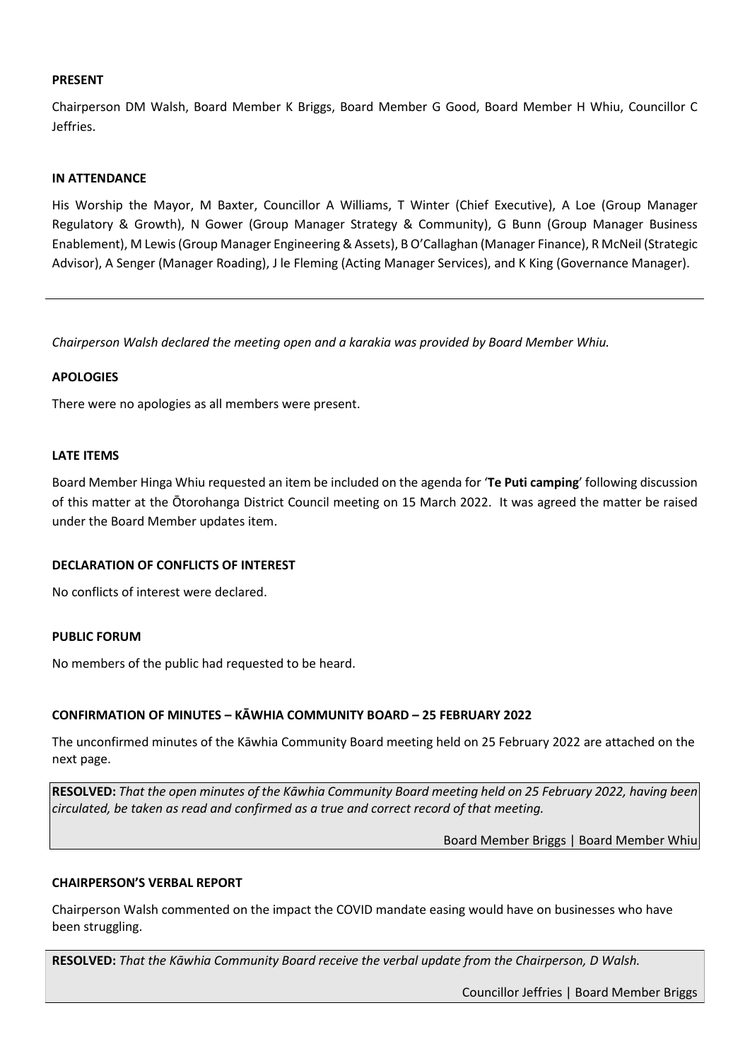**PRESENT**

Chairperson DM Walsh, Board Member K Briggs, Board Member G Good, Board Member H Whiu, Councillor C Jeffries.

**IN ATTENDANCE**

His Worship the Mayor, M Baxter, Councillor A Williams, T Winter (Chief Executive), A Loe (Group Manager Regulatory & Growth), N Gower (Group Manager Strategy & Community), G Bunn (Group Manager Business Enablement), M Lewis (Group Manager Engineering & Assets), B O'Callaghan (Manager Finance), R McNeil (Strategic Advisor), A Senger (Manager Roading), J le Fleming (Acting Manager Services), and K King (Governance Manager).

---

*Chairperson Walsh declared the meeting open and a karakia was provided by Board Member Whiu.*

**APOLOGIES**

There were no apologies as all members were present.

**LATE ITEMS**

Board Member Hinga Whiu requested an item be included on the agenda for '**Te Puti camping**' following discussion of this matter at the Ōtorohanga District Council meeting on 15 March 2022. It was agreed the matter be raised under the Board Member updates item.

**DECLARATION OF CONFLICTS OF INTEREST**

No conflicts of interest were declared.

**PUBLIC FORUM**

No members of the public had requested to be heard.

**CONFIRMATION OF MINUTES – KĀWHIA COMMUNITY BOARD – 25 FEBRUARY 2022**

The unconfirmed minutes of the Kāwhia Community Board meeting held on 25 February 2022 are attached on the next page.

**RESOLVED:** *That the open minutes of the Kāwhia Community Board meeting held on 25 February 2022, having been circulated, be taken as read and confirmed as a true and correct record of that meeting.*

Board Member Briggs | Board Member Whiu

**CHAIRPERSON'S VERBAL REPORT**

Chairperson Walsh commented on the impact the COVID mandate easing would have on businesses who have been struggling.

**RESOLVED:** *That the Kāwhia Community Board receive the verbal update from the Chairperson, D Walsh.*

Councillor Jeffries | Board Member Briggs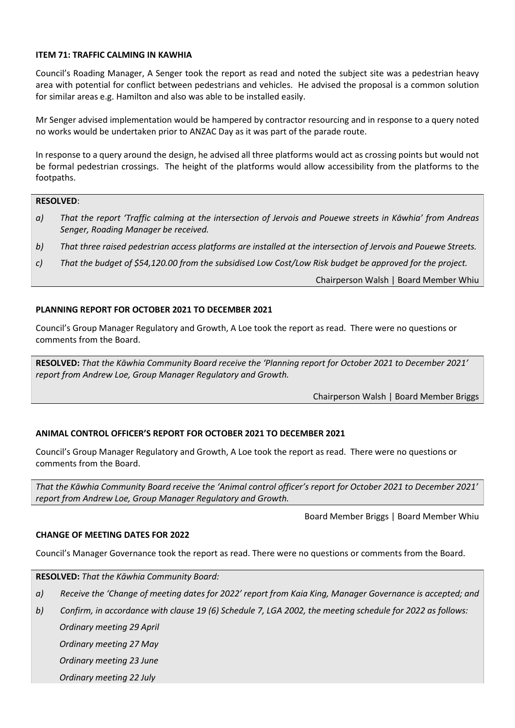**ITEM 71: TRAFFIC CALMING IN KAWHIA**

Council's Roading Manager, A Senger took the report as read and noted the subject site was a pedestrian heavy area with potential for conflict between pedestrians and vehicles. He advised the proposal is a common solution for similar areas e.g. Hamilton and also was able to be installed easily.

Mr Senger advised implementation would be hampered by contractor resourcing and in response to a query noted no works would be undertaken prior to ANZAC Day as it was part of the parade route.

In response to a query around the design, he advised all three platforms would act as crossing points but would not be formal pedestrian crossings. The height of the platforms would allow accessibility from the platforms to the footpaths.

**RESOLVED**:

*a) That the report 'Traffic calming at the intersection of Jervois and Pouewe streets in Kāwhia' from Andreas Senger, Roading Manager be received.*

*b) That three raised pedestrian access platforms are installed at the intersection of Jervois and Pouewe Streets.*

*c) That the budget of $54,120.00 from the subsidised Low Cost/Low Risk budget be approved for the project.*

Chairperson Walsh | Board Member Whiu

**PLANNING REPORT FOR OCTOBER 2021 TO DECEMBER 2021**

Council's Group Manager Regulatory and Growth, A Loe took the report as read. There were no questions or comments from the Board.

**RESOLVED:** *That the Kāwhia Community Board receive the 'Planning report for October 2021 to December 2021' report from Andrew Loe, Group Manager Regulatory and Growth.*

Chairperson Walsh | Board Member Briggs

**ANIMAL CONTROL OFFICER'S REPORT FOR OCTOBER 2021 TO DECEMBER 2021**

Council's Group Manager Regulatory and Growth, A Loe took the report as read. There were no questions or comments from the Board.

*That the Kāwhia Community Board receive the 'Animal control officer's report for October 2021 to December 2021' report from Andrew Loe, Group Manager Regulatory and Growth.*

Board Member Briggs | Board Member Whiu

**CHANGE OF MEETING DATES FOR 2022**

Council's Manager Governance took the report as read. There were no questions or comments from the Board.

**RESOLVED:** *That the Kāwhia Community Board:*

*a) Receive the 'Change of meeting dates for 2022' report from Kaia King, Manager Governance is accepted; and*

*b) Confirm, in accordance with clause 19 (6) Schedule 7, LGA 2002, the meeting schedule for 2022 as follows:*

*Ordinary meeting 29 April*

*Ordinary meeting 27 May*

*Ordinary meeting 23 June*

*Ordinary meeting 22 July*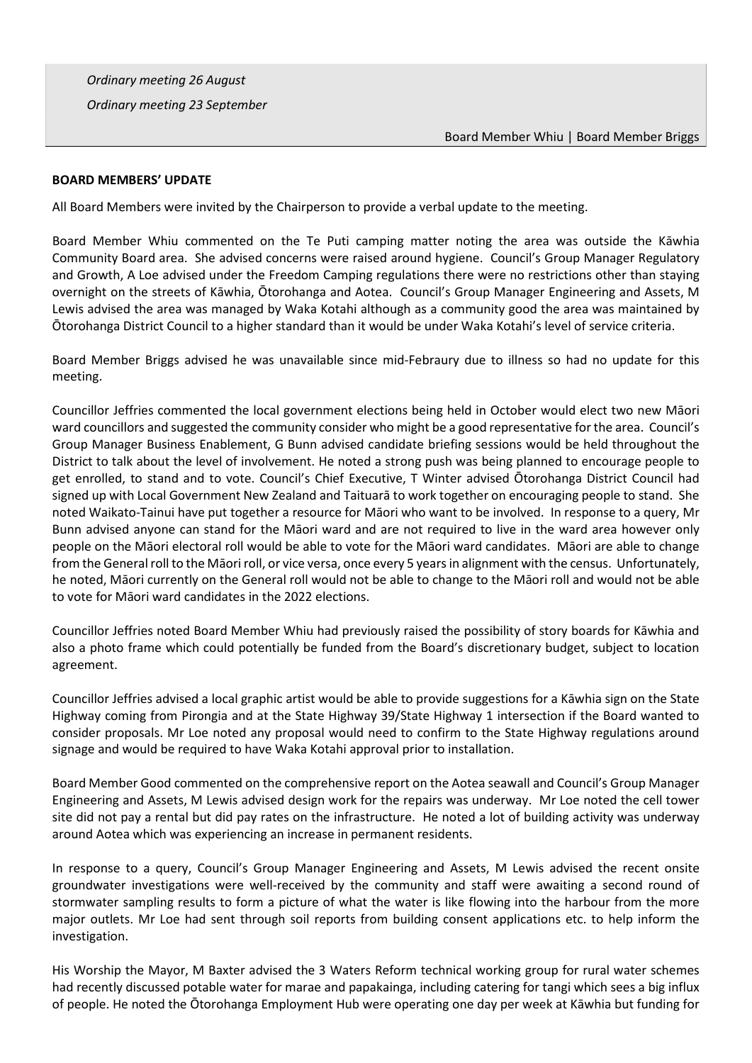*Ordinary meeting 26 August*

*Ordinary meeting 23 September*

Board Member Whiu | Board Member Briggs

**BOARD MEMBERS' UPDATE**

All Board Members were invited by the Chairperson to provide a verbal update to the meeting.

Board Member Whiu commented on the Te Puti camping matter noting the area was outside the Kāwhia Community Board area. She advised concerns were raised around hygiene. Council's Group Manager Regulatory and Growth, A Loe advised under the Freedom Camping regulations there were no restrictions other than staying overnight on the streets of Kāwhia, Ōtorohanga and Aotea. Council's Group Manager Engineering and Assets, M Lewis advised the area was managed by Waka Kotahi although as a community good the area was maintained by Ōtorohanga District Council to a higher standard than it would be under Waka Kotahi's level of service criteria.

Board Member Briggs advised he was unavailable since mid-Febraury due to illness so had no update for this meeting.

Councillor Jeffries commented the local government elections being held in October would elect two new Māori ward councillors and suggested the community consider who might be a good representative for the area. Council's Group Manager Business Enablement, G Bunn advised candidate briefing sessions would be held throughout the District to talk about the level of involvement. He noted a strong push was being planned to encourage people to get enrolled, to stand and to vote. Council's Chief Executive, T Winter advised Ōtorohanga District Council had signed up with Local Government New Zealand and Taituarā to work together on encouraging people to stand. She noted Waikato-Tainui have put together a resource for Māori who want to be involved. In response to a query, Mr Bunn advised anyone can stand for the Māori ward and are not required to live in the ward area however only people on the Māori electoral roll would be able to vote for the Māori ward candidates. Māori are able to change from the General roll to the Māori roll, or vice versa, once every 5 years in alignment with the census. Unfortunately, he noted, Māori currently on the General roll would not be able to change to the Māori roll and would not be able to vote for Māori ward candidates in the 2022 elections.

Councillor Jeffries noted Board Member Whiu had previously raised the possibility of story boards for Kāwhia and also a photo frame which could potentially be funded from the Board's discretionary budget, subject to location agreement.

Councillor Jeffries advised a local graphic artist would be able to provide suggestions for a Kāwhia sign on the State Highway coming from Pirongia and at the State Highway 39/State Highway 1 intersection if the Board wanted to consider proposals. Mr Loe noted any proposal would need to confirm to the State Highway regulations around signage and would be required to have Waka Kotahi approval prior to installation.

Board Member Good commented on the comprehensive report on the Aotea seawall and Council's Group Manager Engineering and Assets, M Lewis advised design work for the repairs was underway. Mr Loe noted the cell tower site did not pay a rental but did pay rates on the infrastructure. He noted a lot of building activity was underway around Aotea which was experiencing an increase in permanent residents.

In response to a query, Council's Group Manager Engineering and Assets, M Lewis advised the recent onsite groundwater investigations were well-received by the community and staff were awaiting a second round of stormwater sampling results to form a picture of what the water is like flowing into the harbour from the more major outlets. Mr Loe had sent through soil reports from building consent applications etc. to help inform the investigation.

His Worship the Mayor, M Baxter advised the 3 Waters Reform technical working group for rural water schemes had recently discussed potable water for marae and papakainga, including catering for tangi which sees a big influx of people. He noted the Ōtorohanga Employment Hub were operating one day per week at Kāwhia but funding for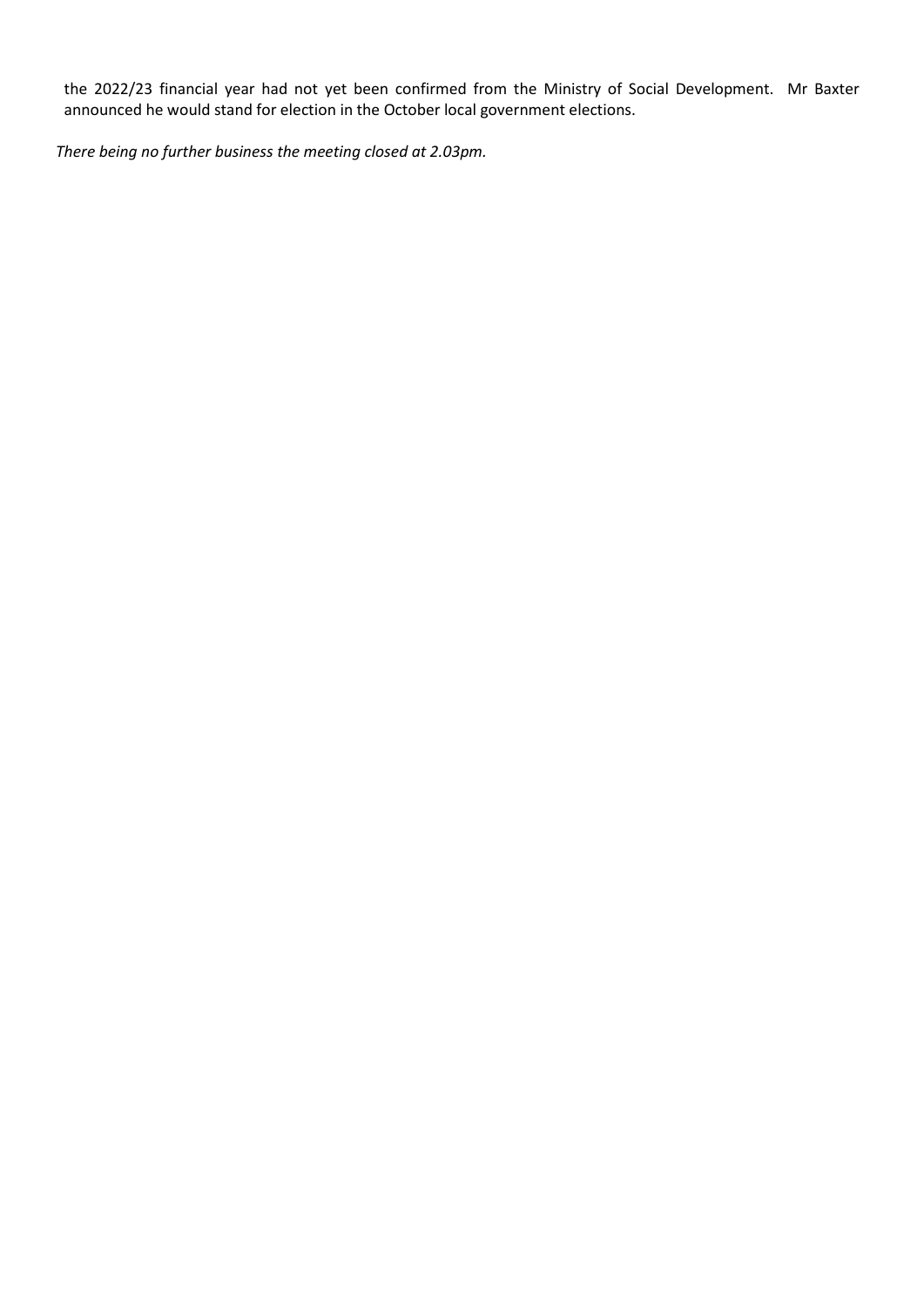the 2022/23 financial year had not yet been confirmed from the Ministry of Social Development. Mr Baxter announced he would stand for election in the October local government elections.

*There being no further business the meeting closed at 2.03pm.*